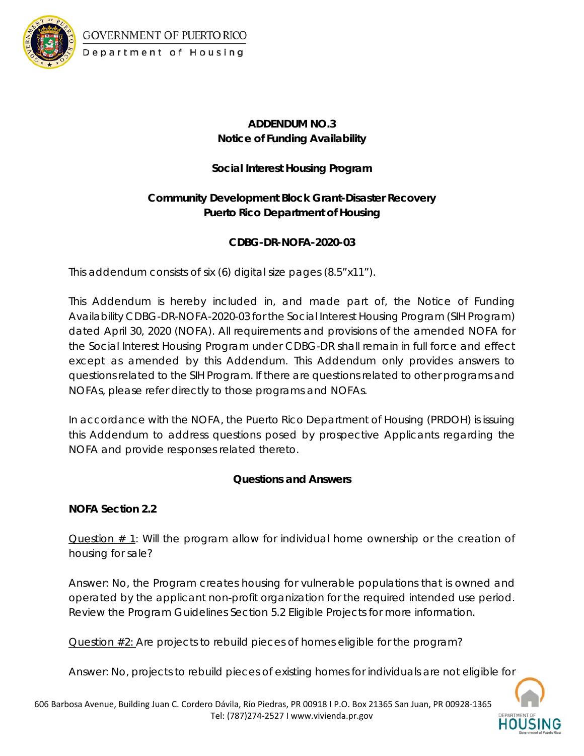**ADDENDUM NO.3**
**Notice of Funding Availability**

**Social Interest Housing Program**

**Community Development Block Grant-Disaster Recovery**
**Puerto Rico Department of Housing**

**CDBG-DR-NOFA-2020-03**

This addendum consists of six (6) digital size pages (8.5"x11").

This Addendum is hereby included in, and made part of, the Notice of Funding Availability CDBG-DR-NOFA-2020-03 for the Social Interest Housing Program (SIH Program) dated April 30, 2020 (NOFA). All requirements and provisions of the amended NOFA for the Social Interest Housing Program under CDBG-DR shall remain in full force and effect except as amended by this Addendum. This Addendum only provides answers to questions related to the SIH Program. If there are questions related to other programs and NOFAs, please refer directly to those programs and NOFAs.

In accordance with the NOFA, the Puerto Rico Department of Housing (PRDOH) is issuing this Addendum to address questions posed by prospective Applicants regarding the NOFA and provide responses related thereto.

**Questions and Answers**

**NOFA Section 2.2**

Question # 1: Will the program allow for individual home ownership or the creation of housing for sale?

Answer: No, the Program creates housing for vulnerable populations that is owned and operated by the applicant non-profit organization for the required intended use period. Review the Program Guidelines Section 5.2 Eligible Projects for more information.

Question #2: Are projects to rebuild pieces of homes eligible for the program?

Answer: No, projects to rebuild pieces of existing homes for individuals are not eligible for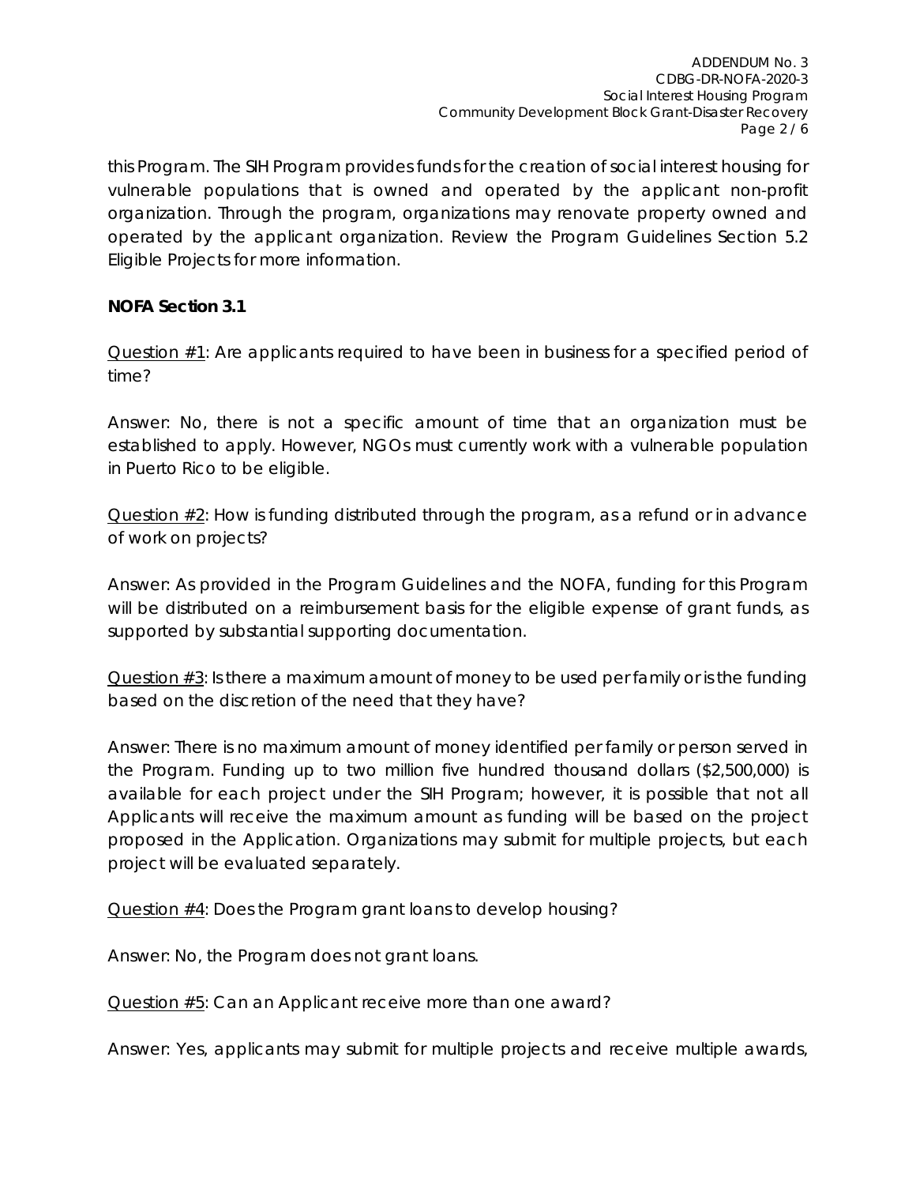this Program. The SIH Program provides funds for the creation of social interest housing for vulnerable populations that is owned and operated by the applicant non-profit organization. Through the program, organizations may renovate property owned and operated by the applicant organization. Review the Program Guidelines Section 5.2 Eligible Projects for more information.

**NOFA Section 3.1**

Question #1: Are applicants required to have been in business for a specified period of time?

Answer: No, there is not a specific amount of time that an organization must be established to apply. However, NGOs must currently work with a vulnerable population in Puerto Rico to be eligible.

Question #2: How is funding distributed through the program, as a refund or in advance of work on projects?

Answer: As provided in the Program Guidelines and the NOFA, funding for this Program will be distributed on a reimbursement basis for the eligible expense of grant funds, as supported by substantial supporting documentation.

Question #3: Is there a maximum amount of money to be used per family or is the funding based on the discretion of the need that they have?

Answer: There is no maximum amount of money identified per family or person served in the Program. Funding up to two million five hundred thousand dollars ($2,500,000) is available for each project under the SIH Program; however, it is possible that not all Applicants will receive the maximum amount as funding will be based on the project proposed in the Application. Organizations may submit for multiple projects, but each project will be evaluated separately.

Question #4: Does the Program grant loans to develop housing?

Answer: No, the Program does not grant loans.

Question #5: Can an Applicant receive more than one award?

Answer: Yes, applicants may submit for multiple projects and receive multiple awards,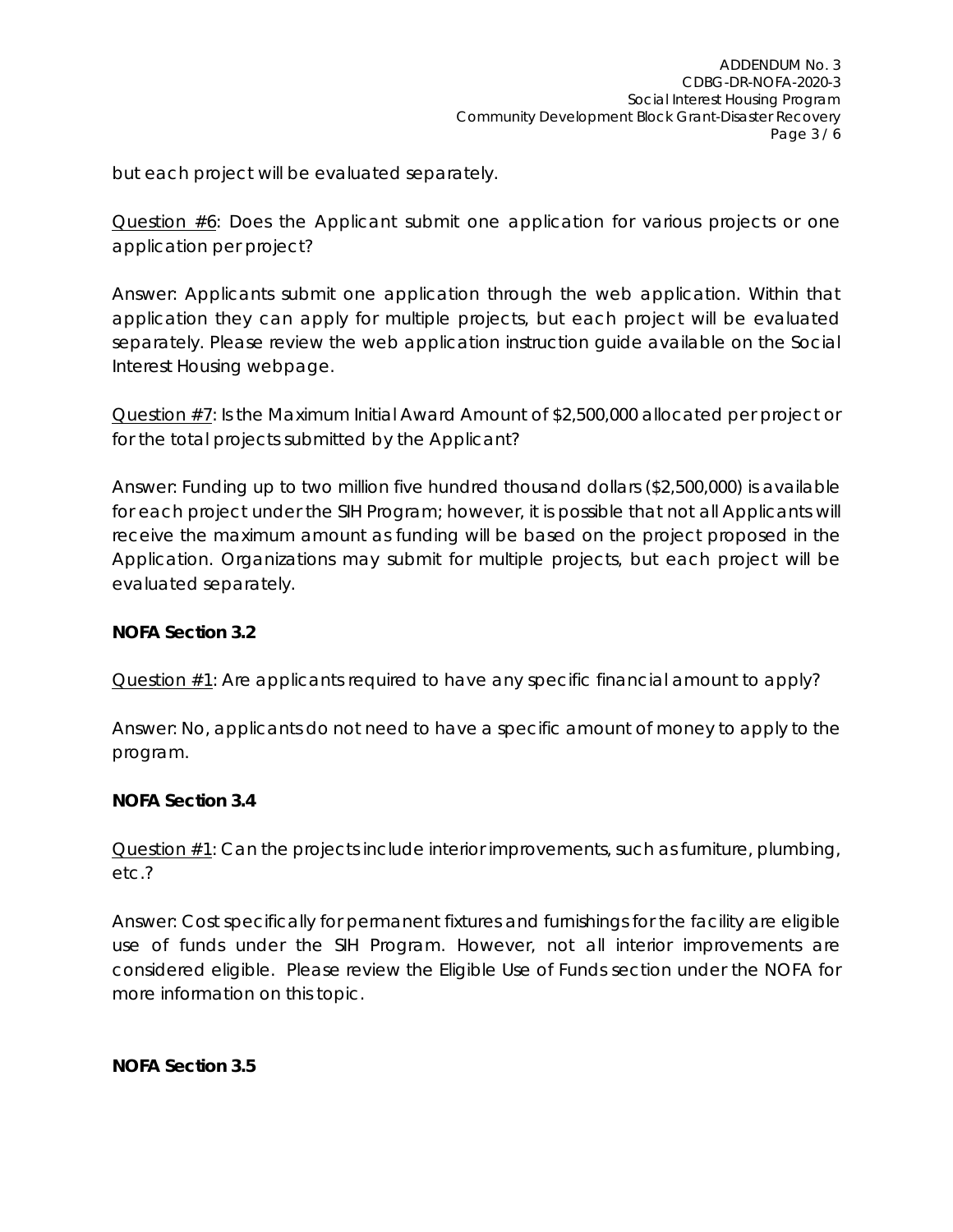but each project will be evaluated separately.

Question #6: Does the Applicant submit one application for various projects or one application per project?

Answer: Applicants submit one application through the web application. Within that application they can apply for multiple projects, but each project will be evaluated separately. Please review the web application instruction guide available on the Social Interest Housing webpage.

Question #7: Is the Maximum Initial Award Amount of $2,500,000 allocated per project or for the total projects submitted by the Applicant?

Answer: Funding up to two million five hundred thousand dollars ($2,500,000) is available for each project under the SIH Program; however, it is possible that not all Applicants will receive the maximum amount as funding will be based on the project proposed in the Application. Organizations may submit for multiple projects, but each project will be evaluated separately.

**NOFA Section 3.2**

Question #1: Are applicants required to have any specific financial amount to apply?

Answer: No, applicants do not need to have a specific amount of money to apply to the program.

**NOFA Section 3.4**

Question #1: Can the projects include interior improvements, such as furniture, plumbing, etc.?

Answer: Cost specifically for permanent fixtures and furnishings for the facility are eligible use of funds under the SIH Program. However, not all interior improvements are considered eligible. Please review the Eligible Use of Funds section under the NOFA for more information on this topic.

**NOFA Section 3.5**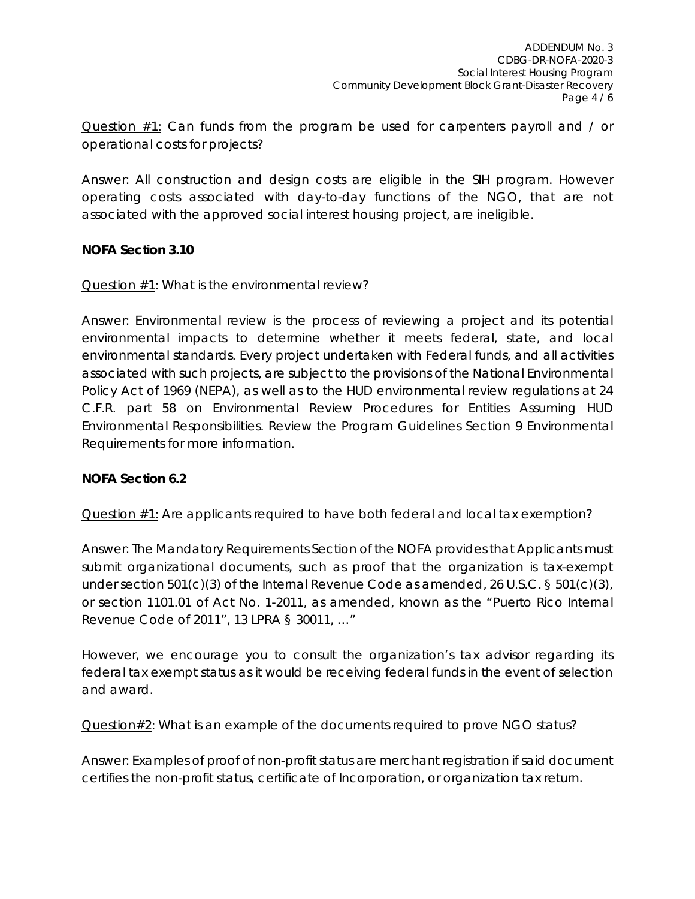<u>Question #1:</u> Can funds from the program be used for carpenters payroll and / or operational costs for projects?

Answer: All construction and design costs are eligible in the SIH program. However operating costs associated with day-to-day functions of the NGO, that are not associated with the approved social interest housing project, are ineligible.

**NOFA Section 3.10**

<u>Question #1</u>: What is the environmental review?

Answer: Environmental review is the process of reviewing a project and its potential environmental impacts to determine whether it meets federal, state, and local environmental standards. Every project undertaken with Federal funds, and all activities associated with such projects, are subject to the provisions of the National Environmental Policy Act of 1969 (NEPA), as well as to the HUD environmental review regulations at 24 C.F.R. part 58 on Environmental Review Procedures for Entities Assuming HUD Environmental Responsibilities. Review the Program Guidelines Section 9 Environmental Requirements for more information.

**NOFA Section 6.2**

<u>Question #1:</u> Are applicants required to have both federal and local tax exemption?

Answer: The Mandatory Requirements Section of the NOFA provides that Applicants must submit organizational documents, such as proof that the organization is tax-exempt under section 501(c)(3) of the Internal Revenue Code as amended, 26 U.S.C. § 501(c)(3), or section 1101.01 of Act No. 1-2011, as amended, known as the "Puerto Rico Internal Revenue Code of 2011", 13 LPRA § 30011, …"

However, we encourage you to consult the organization's tax advisor regarding its federal tax exempt status as it would be receiving federal funds in the event of selection and award.

<u>Question#2</u>: What is an example of the documents required to prove NGO status?

Answer: Examples of proof of non-profit status are merchant registration if said document certifies the non-profit status, certificate of Incorporation, or organization tax return.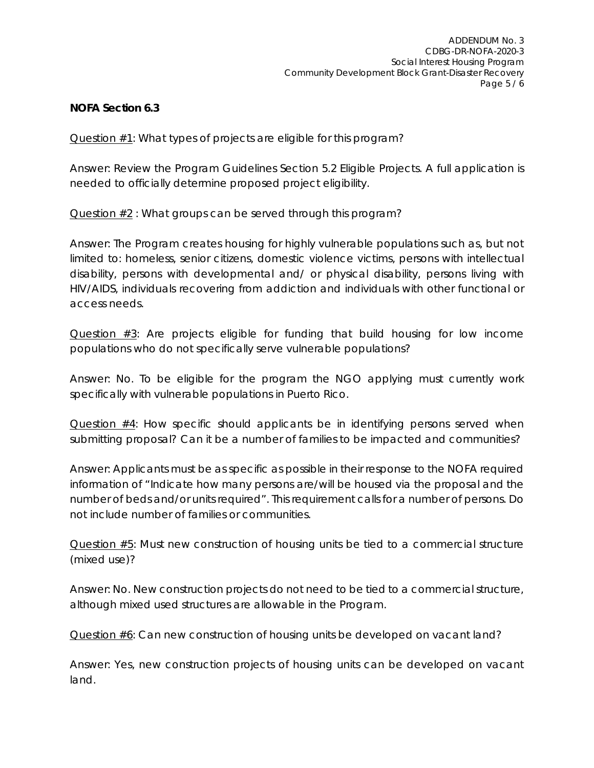**NOFA Section 6.3**

Question #1: What types of projects are eligible for this program?

Answer: Review the Program Guidelines Section 5.2 Eligible Projects. A full application is needed to officially determine proposed project eligibility.

Question #2 : What groups can be served through this program?

Answer: The Program creates housing for highly vulnerable populations such as, but not limited to: homeless, senior citizens, domestic violence victims, persons with intellectual disability, persons with developmental and/ or physical disability, persons living with HIV/AIDS, individuals recovering from addiction and individuals with other functional or access needs.

Question #3: Are projects eligible for funding that build housing for low income populations who do not specifically serve vulnerable populations?

Answer: No. To be eligible for the program the NGO applying must currently work specifically with vulnerable populations in Puerto Rico.

Question #4: How specific should applicants be in identifying persons served when submitting proposal? Can it be a number of families to be impacted and communities?

Answer: Applicants must be as specific as possible in their response to the NOFA required information of "Indicate how many persons are/will be housed via the proposal and the number of beds and/or units required". This requirement calls for a number of persons. Do not include number of families or communities.

Question #5: Must new construction of housing units be tied to a commercial structure (mixed use)?

Answer: No. New construction projects do not need to be tied to a commercial structure, although mixed used structures are allowable in the Program.

Question #6: Can new construction of housing units be developed on vacant land?

Answer: Yes, new construction projects of housing units can be developed on vacant land.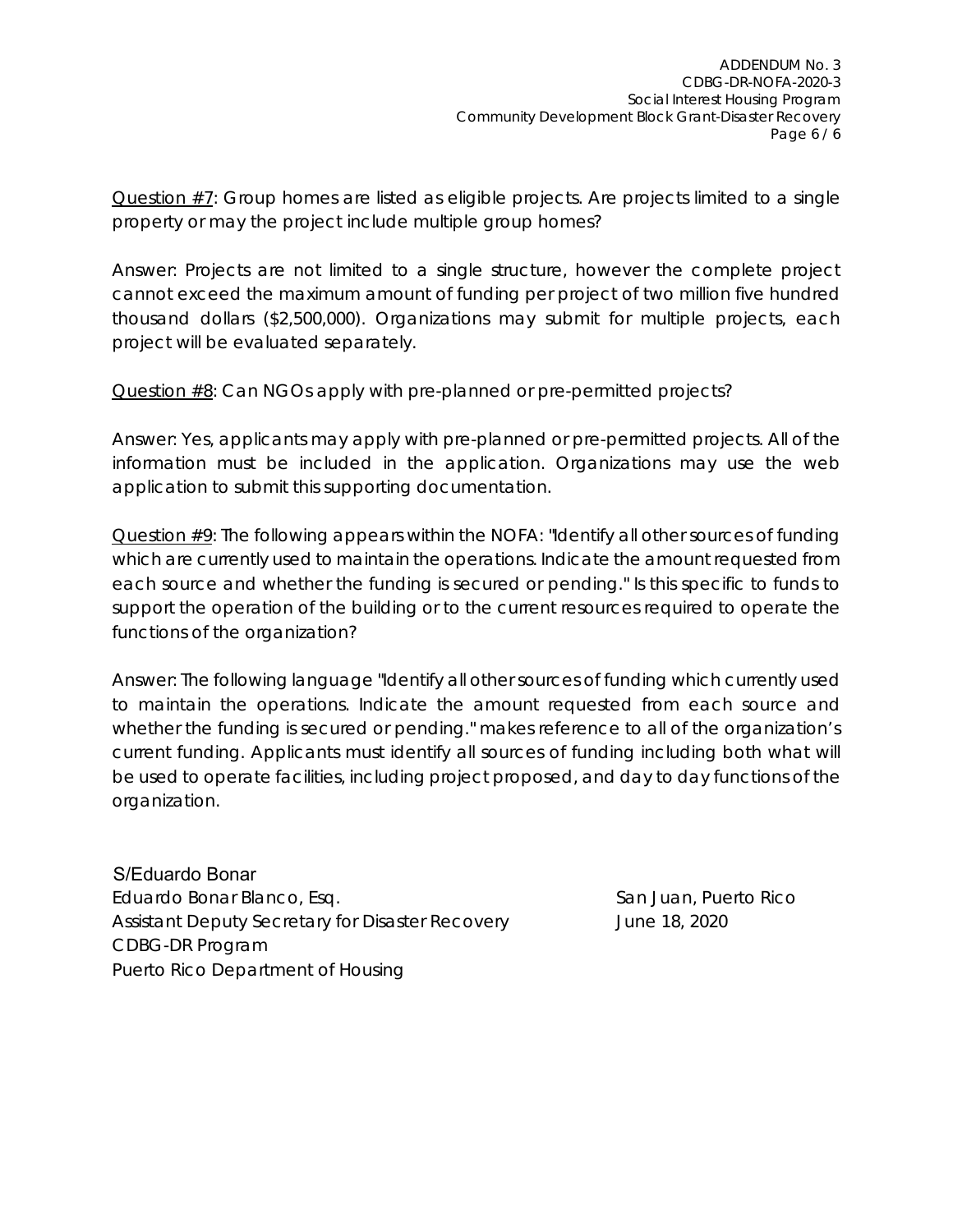Question #7: Group homes are listed as eligible projects. Are projects limited to a single property or may the project include multiple group homes?

Answer: Projects are not limited to a single structure, however the complete project cannot exceed the maximum amount of funding per project of two million five hundred thousand dollars ($2,500,000). Organizations may submit for multiple projects, each project will be evaluated separately.

Question #8: Can NGOs apply with pre-planned or pre-permitted projects?

Answer: Yes, applicants may apply with pre-planned or pre-permitted projects. All of the information must be included in the application. Organizations may use the web application to submit this supporting documentation.

Question #9: The following appears within the NOFA: "Identify all other sources of funding which are currently used to maintain the operations. Indicate the amount requested from each source and whether the funding is secured or pending." Is this specific to funds to support the operation of the building or to the current resources required to operate the functions of the organization?

Answer: The following language "Identify all other sources of funding which currently used to maintain the operations. Indicate the amount requested from each source and whether the funding is secured or pending." makes reference to all of the organization's current funding. Applicants must identify all sources of funding including both what will be used to operate facilities, including project proposed, and day to day functions of the organization.

S/Eduardo Bonar
Eduardo Bonar Blanco, Esq.
Assistant Deputy Secretary for Disaster Recovery
CDBG-DR Program
Puerto Rico Department of Housing

San Juan, Puerto Rico
June 18, 2020